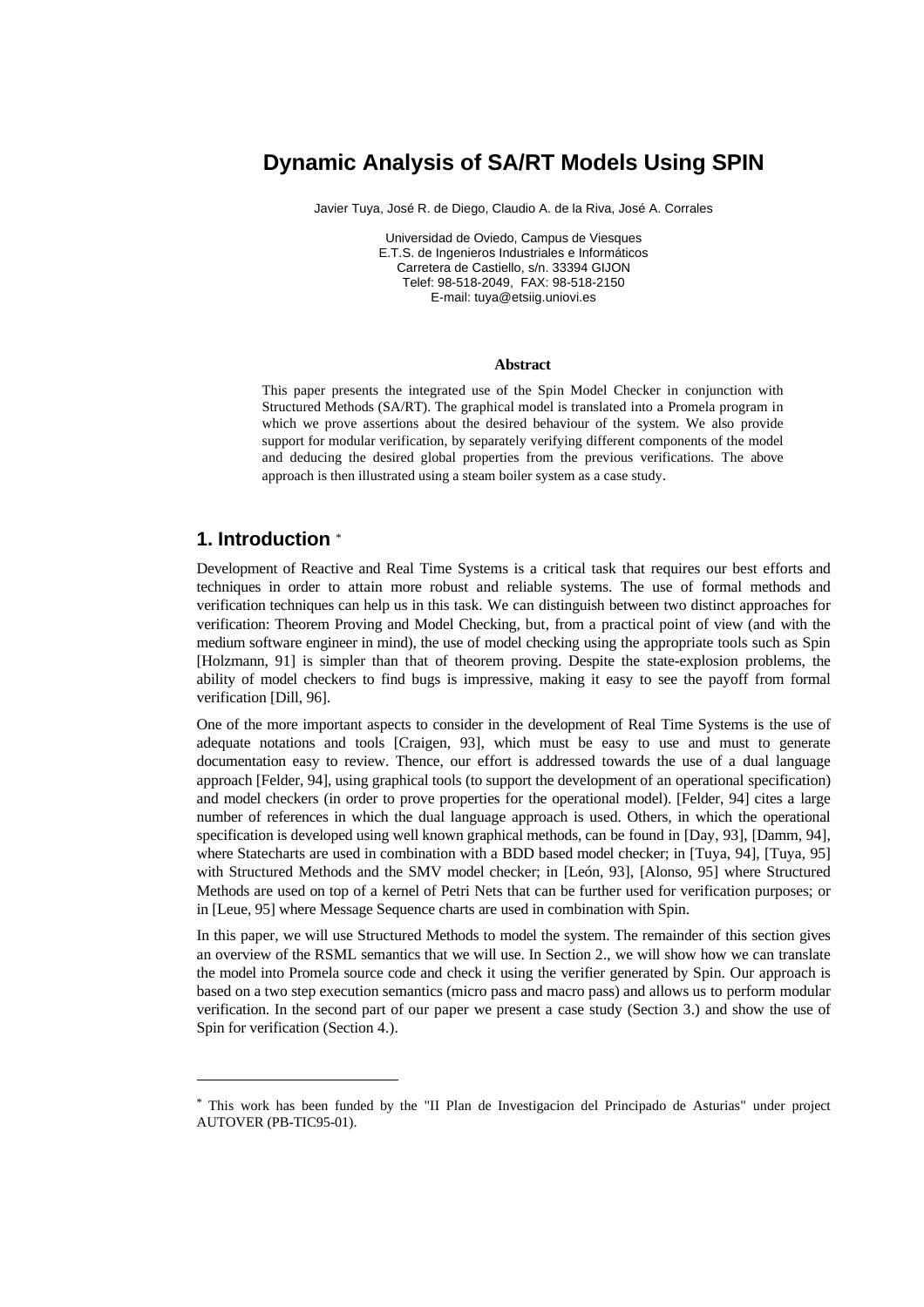# Dynamic Analysis of SA/RT Models Using SPIN

Javier Tuya, José R. de Diego, Claudio A. de la Riva, José A. Corrales

Universidad de Oviedo, Campus de Viesques
E.T.S. de Ingenieros Industriales e Informáticos
Carretera de Castiello, s/n. 33394 GIJON
Telef: 98-518-2049, FAX: 98-518-2150
E-mail: tuya@etsiig.uniovi.es

**Abstract**

This paper presents the integrated use of the Spin Model Checker in conjunction with Structured Methods (SA/RT). The graphical model is translated into a Promela program in which we prove assertions about the desired behaviour of the system. We also provide support for modular verification, by separately verifying different components of the model and deducing the desired global properties from the previous verifications. The above approach is then illustrated using a steam boiler system as a case study.

## 1. Introduction *

Development of Reactive and Real Time Systems is a critical task that requires our best efforts and techniques in order to attain more robust and reliable systems. The use of formal methods and verification techniques can help us in this task. We can distinguish between two distinct approaches for verification: Theorem Proving and Model Checking, but, from a practical point of view (and with the medium software engineer in mind), the use of model checking using the appropriate tools such as Spin [Holzmann, 91] is simpler than that of theorem proving. Despite the state-explosion problems, the ability of model checkers to find bugs is impressive, making it easy to see the payoff from formal verification [Dill, 96].

One of the more important aspects to consider in the development of Real Time Systems is the use of adequate notations and tools [Craigen, 93], which must be easy to use and must to generate documentation easy to review. Thence, our effort is addressed towards the use of a dual language approach [Felder, 94], using graphical tools (to support the development of an operational specification) and model checkers (in order to prove properties for the operational model). [Felder, 94] cites a large number of references in which the dual language approach is used. Others, in which the operational specification is developed using well known graphical methods, can be found in [Day, 93], [Damm, 94], where Statecharts are used in combination with a BDD based model checker; in [Tuya, 94], [Tuya, 95] with Structured Methods and the SMV model checker; in [León, 93], [Alonso, 95] where Structured Methods are used on top of a kernel of Petri Nets that can be further used for verification purposes; or in [Leue, 95] where Message Sequence charts are used in combination with Spin.

In this paper, we will use Structured Methods to model the system. The remainder of this section gives an overview of the RSML semantics that we will use. In Section 2., we will show how we can translate the model into Promela source code and check it using the verifier generated by Spin. Our approach is based on a two step execution semantics (micro pass and macro pass) and allows us to perform modular verification. In the second part of our paper we present a case study (Section 3.) and show the use of Spin for verification (Section 4.).

* This work has been funded by the "II Plan de Investigacion del Principado de Asturias" under project AUTOVER (PB-TIC95-01).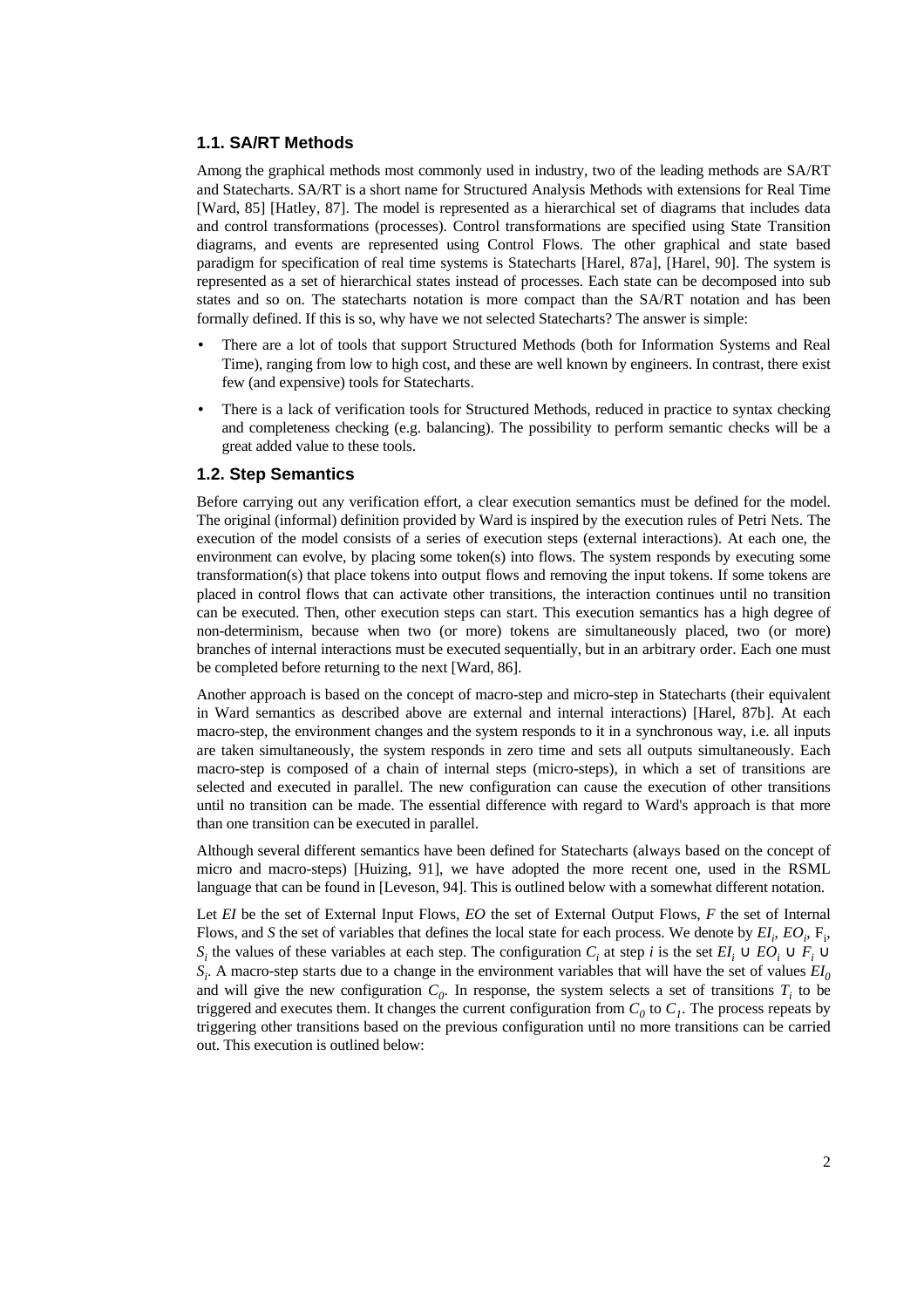### 1.1. SA/RT Methods

Among the graphical methods most commonly used in industry, two of the leading methods are SA/RT and Statecharts. SA/RT is a short name for Structured Analysis Methods with extensions for Real Time [Ward, 85] [Hatley, 87]. The model is represented as a hierarchical set of diagrams that includes data and control transformations (processes). Control transformations are specified using State Transition diagrams, and events are represented using Control Flows. The other graphical and state based paradigm for specification of real time systems is Statecharts [Harel, 87a], [Harel, 90]. The system is represented as a set of hierarchical states instead of processes. Each state can be decomposed into sub states and so on. The statecharts notation is more compact than the SA/RT notation and has been formally defined. If this is so, why have we not selected Statecharts? The answer is simple:

- There are a lot of tools that support Structured Methods (both for Information Systems and Real Time), ranging from low to high cost, and these are well known by engineers. In contrast, there exist few (and expensive) tools for Statecharts.
- There is a lack of verification tools for Structured Methods, reduced in practice to syntax checking and completeness checking (e.g. balancing). The possibility to perform semantic checks will be a great added value to these tools.

### 1.2. Step Semantics

Before carrying out any verification effort, a clear execution semantics must be defined for the model. The original (informal) definition provided by Ward is inspired by the execution rules of Petri Nets. The execution of the model consists of a series of execution steps (external interactions). At each one, the environment can evolve, by placing some token(s) into flows. The system responds by executing some transformation(s) that place tokens into output flows and removing the input tokens. If some tokens are placed in control flows that can activate other transitions, the interaction continues until no transition can be executed. Then, other execution steps can start. This execution semantics has a high degree of non-determinism, because when two (or more) tokens are simultaneously placed, two (or more) branches of internal interactions must be executed sequentially, but in an arbitrary order. Each one must be completed before returning to the next [Ward, 86].

Another approach is based on the concept of macro-step and micro-step in Statecharts (their equivalent in Ward semantics as described above are external and internal interactions) [Harel, 87b]. At each macro-step, the environment changes and the system responds to it in a synchronous way, i.e. all inputs are taken simultaneously, the system responds in zero time and sets all outputs simultaneously. Each macro-step is composed of a chain of internal steps (micro-steps), in which a set of transitions are selected and executed in parallel. The new configuration can cause the execution of other transitions until no transition can be made. The essential difference with regard to Ward's approach is that more than one transition can be executed in parallel.

Although several different semantics have been defined for Statecharts (always based on the concept of micro and macro-steps) [Huizing, 91], we have adopted the more recent one, used in the RSML language that can be found in [Leveson, 94]. This is outlined below with a somewhat different notation.

Let *EI* be the set of External Input Flows, *EO* the set of External Output Flows, *F* the set of Internal Flows, and *S* the set of variables that defines the local state for each process. We denote by $EI_i$, $EO_i$, $F_i$, $S_i$ the values of these variables at each step. The configuration $C_i$ at step *i* is the set $EI_i \cup EO_i \cup F_i \cup S_i$. A macro-step starts due to a change in the environment variables that will have the set of values $EI_0$ and will give the new configuration $C_0$. In response, the system selects a set of transitions $T_i$ to be triggered and executes them. It changes the current configuration from $C_0$ to $C_1$. The process repeats by triggering other transitions based on the previous configuration until no more transitions can be carried out. This execution is outlined below: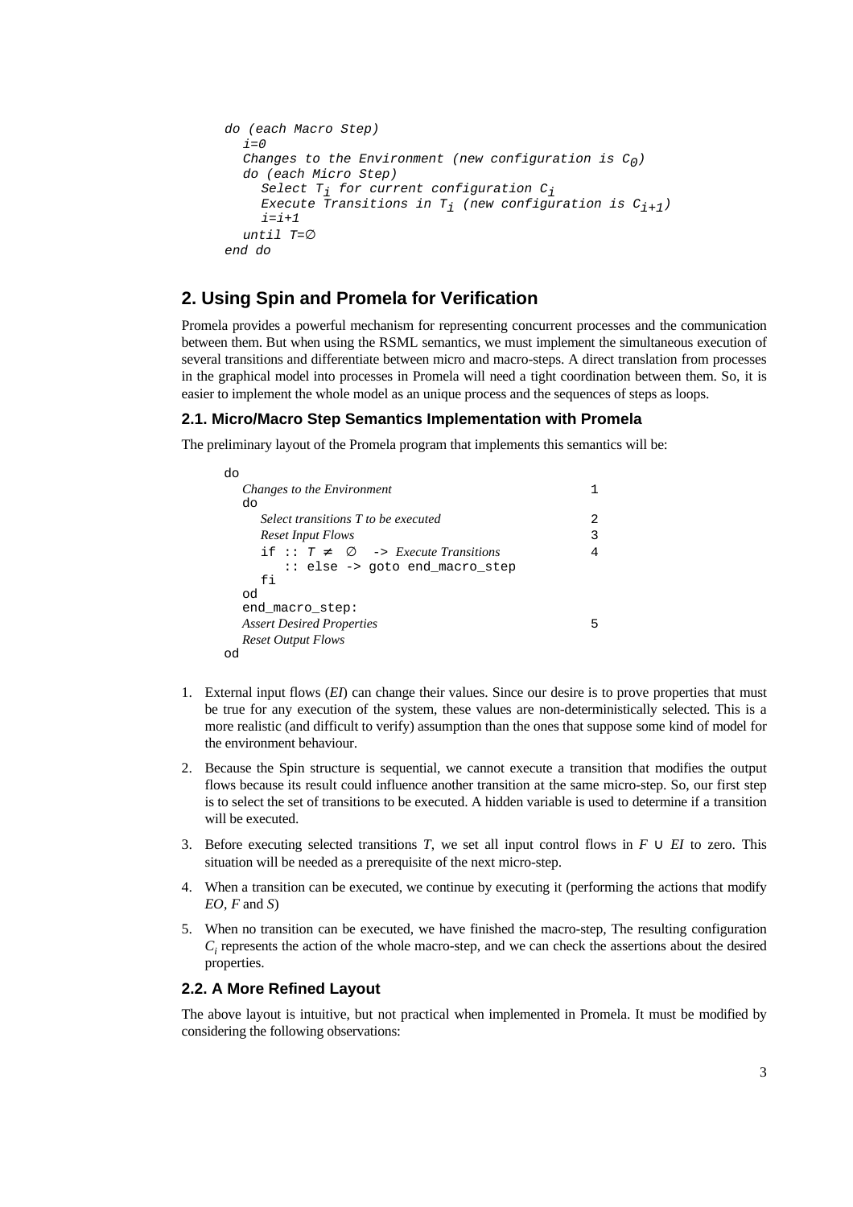```
do (each Macro Step)
  i=0
  Changes to the Environment (new configuration is C0)
  do (each Micro Step)
    Select Ti for current configuration Ci
    Execute Transitions in Ti (new configuration is Ci+1)
    i=i+1
  until T=∅
end do
```

## 2. Using Spin and Promela for Verification

Promela provides a powerful mechanism for representing concurrent processes and the communication between them. But when using the RSML semantics, we must implement the simultaneous execution of several transitions and differentiate between micro and macro-steps. A direct translation from processes in the graphical model into processes in Promela will need a tight coordination between them. So, it is easier to implement the whole model as an unique process and the sequences of steps as loops.

### 2.1. Micro/Macro Step Semantics Implementation with Promela

The preliminary layout of the Promela program that implements this semantics will be:

```
do
  Changes to the Environment                          1
  do
    Select transitions T to be executed               2
    Reset Input Flows                                 3
    if :: T ≠ ∅  -> Execute Transitions               4
       :: else -> goto end_macro_step
    fi
  od
  end_macro_step:
  Assert Desired Properties                           5
  Reset Output Flows
od
```

1. External input flows (*EI*) can change their values. Since our desire is to prove properties that must be true for any execution of the system, these values are non-deterministically selected. This is a more realistic (and difficult to verify) assumption than the ones that suppose some kind of model for the environment behaviour.
2. Because the Spin structure is sequential, we cannot execute a transition that modifies the output flows because its result could influence another transition at the same micro-step. So, our first step is to select the set of transitions to be executed. A hidden variable is used to determine if a transition will be executed.
3. Before executing selected transitions *T*, we set all input control flows in $F \cup EI$ to zero. This situation will be needed as a prerequisite of the next micro-step.
4. When a transition can be executed, we continue by executing it (performing the actions that modify *EO*, *F* and *S*)
5. When no transition can be executed, we have finished the macro-step, The resulting configuration $C_i$ represents the action of the whole macro-step, and we can check the assertions about the desired properties.

### 2.2. A More Refined Layout

The above layout is intuitive, but not practical when implemented in Promela. It must be modified by considering the following observations: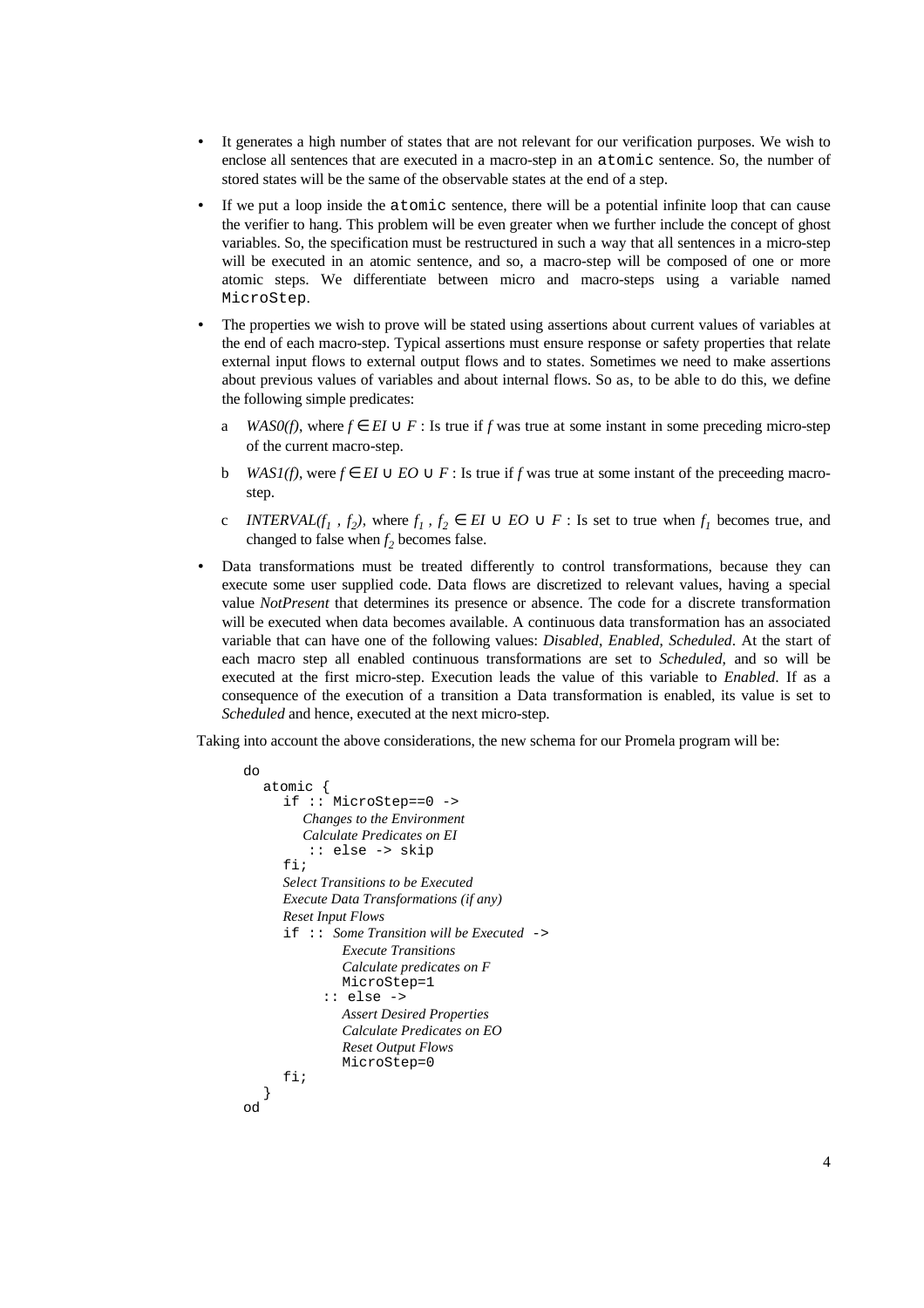- It generates a high number of states that are not relevant for our verification purposes. We wish to enclose all sentences that are executed in a macro-step in an `atomic` sentence. So, the number of stored states will be the same of the observable states at the end of a step.
- If we put a loop inside the `atomic` sentence, there will be a potential infinite loop that can cause the verifier to hang. This problem will be even greater when we further include the concept of ghost variables. So, the specification must be restructured in such a way that all sentences in a micro-step will be executed in an atomic sentence, and so, a macro-step will be composed of one or more atomic steps. We differentiate between micro and macro-steps using a variable named `MicroStep`.
- The properties we wish to prove will be stated using assertions about current values of variables at the end of each macro-step. Typical assertions must ensure response or safety properties that relate external input flows to external output flows and to states. Sometimes we need to make assertions about previous values of variables and about internal flows. So as, to be able to do this, we define the following simple predicates:

   a *WAS0(f)*, where $f \in EI \cup F$ : Is true if *f* was true at some instant in some preceding micro-step of the current macro-step.

   b *WAS1(f)*, were $f \in EI \cup EO \cup F$ : Is true if *f* was true at some instant of the preceeding macro-step.

   c *INTERVAL*($f_1$ , $f_2$), where $f_1$ , $f_2 \in EI \cup EO \cup F$ : Is set to true when $f_1$ becomes true, and changed to false when $f_2$ becomes false.

- Data transformations must be treated differently to control transformations, because they can execute some user supplied code. Data flows are discretized to relevant values, having a special value *NotPresent* that determines its presence or absence. The code for a discrete transformation will be executed when data becomes available. A continuous data transformation has an associated variable that can have one of the following values: *Disabled*, *Enabled*, *Scheduled*. At the start of each macro step all enabled continuous transformations are set to *Scheduled*, and so will be executed at the first micro-step. Execution leads the value of this variable to *Enabled*. If as a consequence of the execution of a transition a Data transformation is enabled, its value is set to *Scheduled* and hence, executed at the next micro-step.

Taking into account the above considerations, the new schema for our Promela program will be:

```
do
  atomic {
    if :: MicroStep==0 ->
       Changes to the Environment
       Calculate Predicates on EI
        :: else -> skip
    fi;
    Select Transitions to be Executed
    Execute Data Transformations (if any)
    Reset Input Flows
    if :: Some Transition will be Executed ->
             Execute Transitions
             Calculate predicates on F
             MicroStep=1
          :: else ->
             Assert Desired Properties
             Calculate Predicates on EO
             Reset Output Flows
             MicroStep=0
    fi;
  }
od
```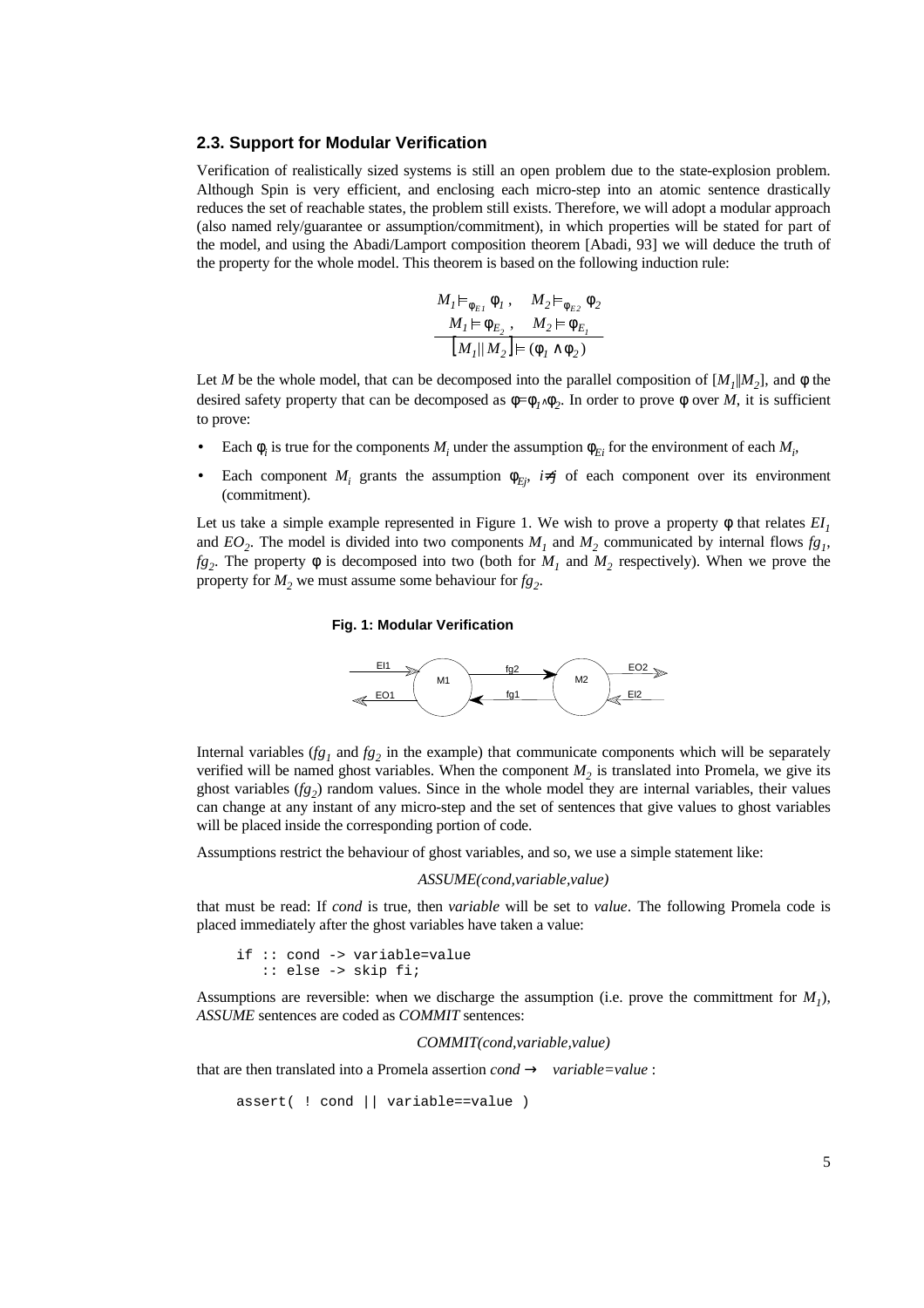## 2.3. Support for Modular Verification

Verification of realistically sized systems is still an open problem due to the state-explosion problem. Although Spin is very efficient, and enclosing each micro-step into an atomic sentence drastically reduces the set of reachable states, the problem still exists. Therefore, we will adopt a modular approach (also named rely/guarantee or assumption/commitment), in which properties will be stated for part of the model, and using the Abadi/Lamport composition theorem [Abadi, 93] we will deduce the truth of the property for the whole model. This theorem is based on the following induction rule:

$$\frac{M_1 \models_{\phi_{E1}} \phi_1 , \quad M_2 \models_{\phi_{E2}} \phi_2 \qquad M_1 \models \phi_{E_2} , \quad M_2 \models \phi_{E_1}}{[M_1 || M_2] \models (\phi_1 \wedge \phi_2)}$$

Let $M$ be the whole model, that can be decomposed into the parallel composition of $[M_1 \| M_2]$, and $\phi$ the desired safety property that can be decomposed as $\phi = \phi_1 \wedge \phi_2$. In order to prove $\phi$ over $M$, it is sufficient to prove:

- Each $\phi_i$ is true for the components $M_i$ under the assumption $\phi_{Ei}$ for the environment of each $M_i$,
- Each component $M_i$ grants the assumption $\phi_{Ej}$, $i \neq j$ of each component over its environment (commitment).

Let us take a simple example represented in Figure 1. We wish to prove a property $\phi$ that relates $EI_1$ and $EO_2$. The model is divided into two components $M_1$ and $M_2$ communicated by internal flows $fg_1$, $fg_2$. The property $\phi$ is decomposed into two (both for $M_1$ and $M_2$ respectively). When we prove the property for $M_2$ we must assume some behaviour for $fg_2$.

**Fig. 1: Modular Verification**

Internal variables ($fg_1$ and $fg_2$ in the example) that communicate components which will be separately verified will be named ghost variables. When the component $M_2$ is translated into Promela, we give its ghost variables ($fg_2$) random values. Since in the whole model they are internal variables, their values can change at any instant of any micro-step and the set of sentences that give values to ghost variables will be placed inside the corresponding portion of code.

Assumptions restrict the behaviour of ghost variables, and so, we use a simple statement like:

*ASSUME(cond,variable,value)*

that must be read: If *cond* is true, then *variable* will be set to *value*. The following Promela code is placed immediately after the ghost variables have taken a value:

```
if :: cond -> variable=value
   :: else -> skip fi;
```

Assumptions are reversible: when we discharge the assumption (i.e. prove the committment for $M_1$), *ASSUME* sentences are coded as *COMMIT* sentences:

*COMMIT(cond,variable,value)*

that are then translated into a Promela assertion $cond \rightarrow variable=value$ :

```
assert( ! cond || variable==value )
```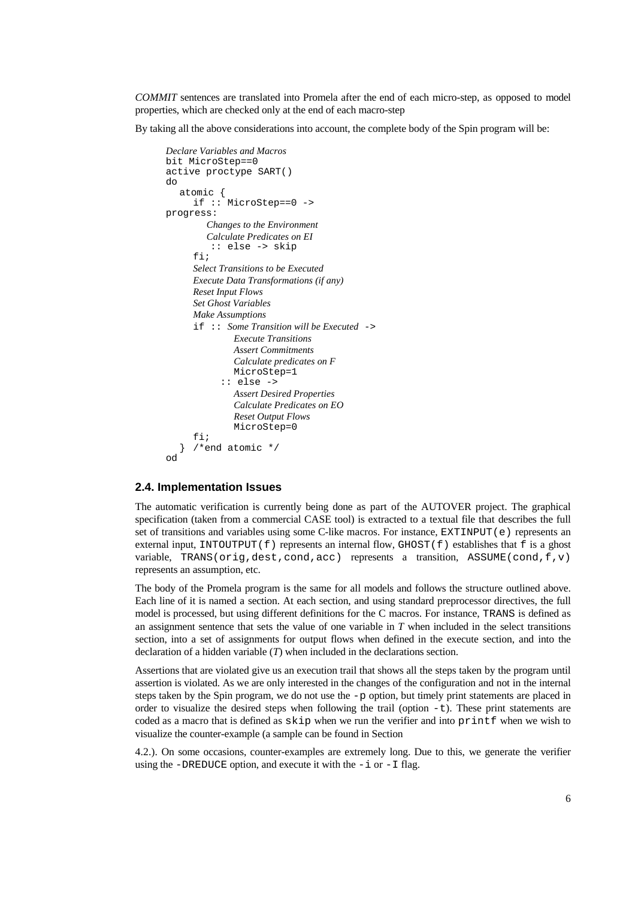*COMMIT* sentences are translated into Promela after the end of each micro-step, as opposed to model properties, which are checked only at the end of each macro-step

By taking all the above considerations into account, the complete body of the Spin program will be:

```
Declare Variables and Macros
bit MicroStep==0
active proctype SART()
do
   atomic {
      if :: MicroStep==0 ->
progress:
         Changes to the Environment
         Calculate Predicates on EI
          :: else -> skip
      fi;
      Select Transitions to be Executed
      Execute Data Transformations (if any)
      Reset Input Flows
      Set Ghost Variables
      Make Assumptions
      if :: Some Transition will be Executed ->
            Execute Transitions
            Assert Commitments
            Calculate predicates on F
            MicroStep=1
         :: else ->
            Assert Desired Properties
            Calculate Predicates on EO
            Reset Output Flows
            MicroStep=0
      fi;
   } /*end atomic */
od
```

### 2.4. Implementation Issues

The automatic verification is currently being done as part of the AUTOVER project. The graphical specification (taken from a commercial CASE tool) is extracted to a textual file that describes the full set of transitions and variables using some C-like macros. For instance, `EXTINPUT(e)` represents an external input, `INTOUTPUT(f)` represents an internal flow, `GHOST(f)` establishes that `f` is a ghost variable, `TRANS(orig,dest,cond,acc)` represents a transition, `ASSUME(cond,f,v)` represents an assumption, etc.

The body of the Promela program is the same for all models and follows the structure outlined above. Each line of it is named a section. At each section, and using standard preprocessor directives, the full model is processed, but using different definitions for the C macros. For instance, `TRANS` is defined as an assignment sentence that sets the value of one variable in *T* when included in the select transitions section, into a set of assignments for output flows when defined in the execute section, and into the declaration of a hidden variable (*T*) when included in the declarations section.

Assertions that are violated give us an execution trail that shows all the steps taken by the program until assertion is violated. As we are only interested in the changes of the configuration and not in the internal steps taken by the Spin program, we do not use the `-p` option, but timely print statements are placed in order to visualize the desired steps when following the trail (option `-t`). These print statements are coded as a macro that is defined as `skip` when we run the verifier and into `printf` when we wish to visualize the counter-example (a sample can be found in Section

4.2.). On some occasions, counter-examples are extremely long. Due to this, we generate the verifier using the `-DREDUCE` option, and execute it with the `-i` or `-I` flag.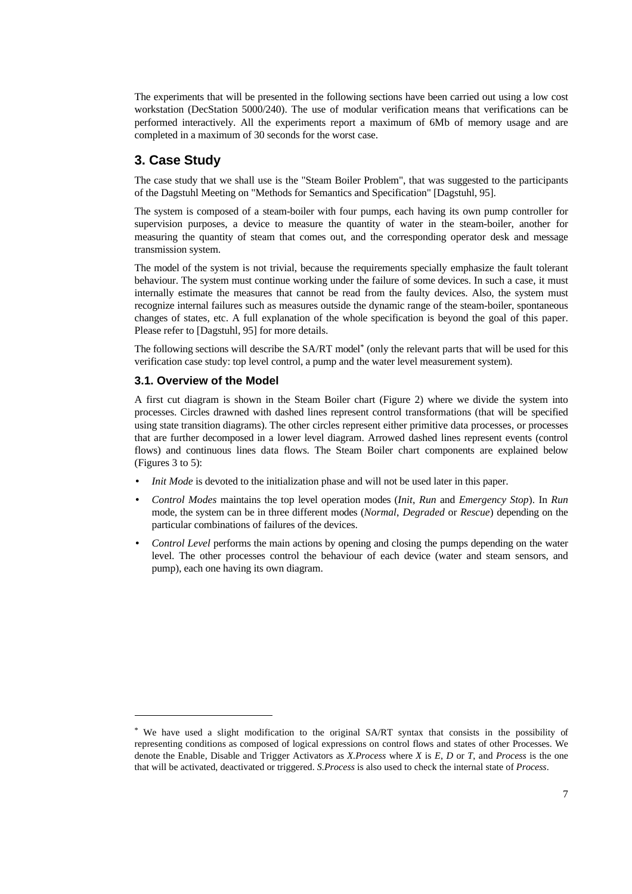The experiments that will be presented in the following sections have been carried out using a low cost workstation (DecStation 5000/240). The use of modular verification means that verifications can be performed interactively. All the experiments report a maximum of 6Mb of memory usage and are completed in a maximum of 30 seconds for the worst case.

## 3. Case Study

The case study that we shall use is the "Steam Boiler Problem", that was suggested to the participants of the Dagstuhl Meeting on "Methods for Semantics and Specification" [Dagstuhl, 95].

The system is composed of a steam-boiler with four pumps, each having its own pump controller for supervision purposes, a device to measure the quantity of water in the steam-boiler, another for measuring the quantity of steam that comes out, and the corresponding operator desk and message transmission system.

The model of the system is not trivial, because the requirements specially emphasize the fault tolerant behaviour. The system must continue working under the failure of some devices. In such a case, it must internally estimate the measures that cannot be read from the faulty devices. Also, the system must recognize internal failures such as measures outside the dynamic range of the steam-boiler, spontaneous changes of states, etc. A full explanation of the whole specification is beyond the goal of this paper. Please refer to [Dagstuhl, 95] for more details.

The following sections will describe the SA/RT model[*] (only the relevant parts that will be used for this verification case study: top level control, a pump and the water level measurement system).

### 3.1. Overview of the Model

A first cut diagram is shown in the Steam Boiler chart (Figure 2) where we divide the system into processes. Circles drawned with dashed lines represent control transformations (that will be specified using state transition diagrams). The other circles represent either primitive data processes, or processes that are further decomposed in a lower level diagram. Arrowed dashed lines represent events (control flows) and continuous lines data flows. The Steam Boiler chart components are explained below (Figures 3 to 5):

- *Init Mode* is devoted to the initialization phase and will not be used later in this paper.
- *Control Modes* maintains the top level operation modes (*Init*, *Run* and *Emergency Stop*). In *Run* mode, the system can be in three different modes (*Normal*, *Degraded* or *Rescue*) depending on the particular combinations of failures of the devices.
- *Control Level* performs the main actions by opening and closing the pumps depending on the water level. The other processes control the behaviour of each device (water and steam sensors, and pump), each one having its own diagram.

---

[*] We have used a slight modification to the original SA/RT syntax that consists in the possibility of representing conditions as composed of logical expressions on control flows and states of other Processes. We denote the Enable, Disable and Trigger Activators as *X.Process* where *X* is *E*, *D* or *T*, and *Process* is the one that will be activated, deactivated or triggered. *S.Process* is also used to check the internal state of *Process*.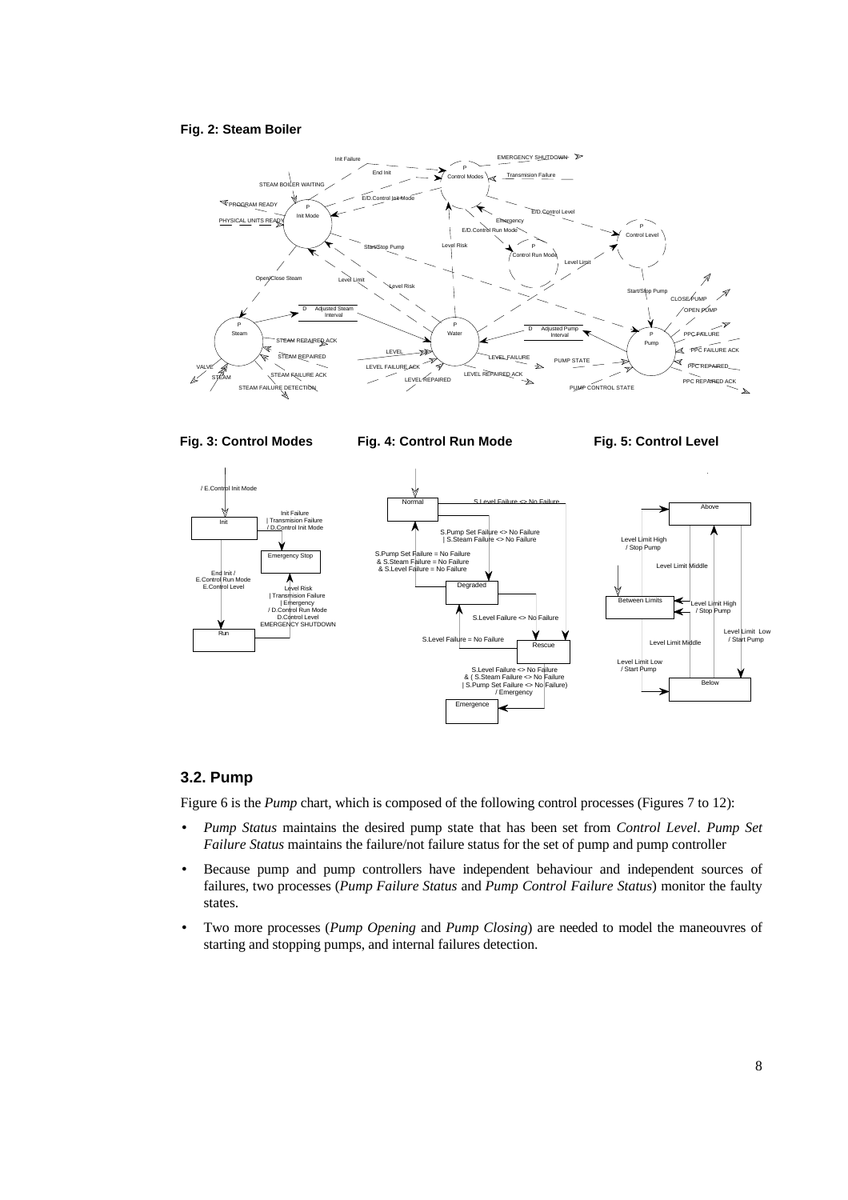**Fig. 2: Steam Boiler**

**Fig. 3: Control Modes**

**Fig. 4: Control Run Mode**

**Fig. 5: Control Level**

## 3.2. Pump

Figure 6 is the *Pump* chart, which is composed of the following control processes (Figures 7 to 12):

- *Pump Status* maintains the desired pump state that has been set from *Control Level*. *Pump Set Failure Status* maintains the failure/not failure status for the set of pump and pump controller
- Because pump and pump controllers have independent behaviour and independent sources of failures, two processes (*Pump Failure Status* and *Pump Control Failure Status*) monitor the faulty states.
- Two more processes (*Pump Opening* and *Pump Closing*) are needed to model the maneouvres of starting and stopping pumps, and internal failures detection.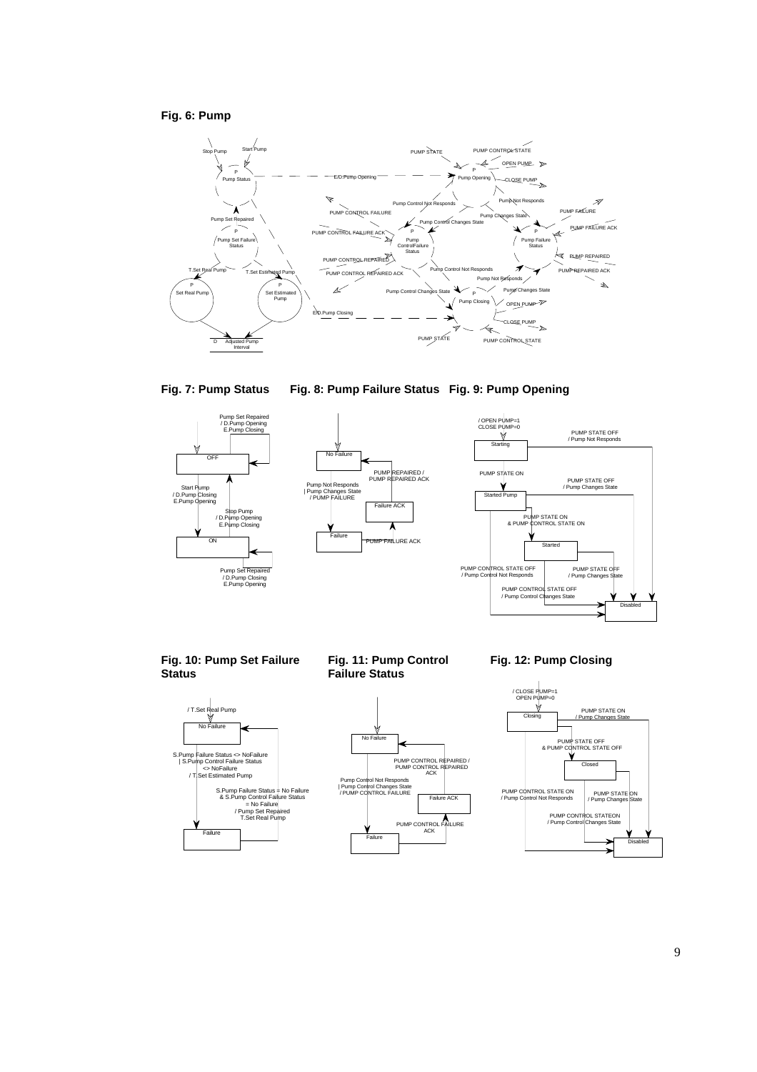**Fig. 6: Pump**

Stop Pump
Start Pump
P
Pump Status
E/D.Pump Opening
PUMP STATE
PUMP CONTROL STATE
OPEN PUMP
P
Pump Opening
CLOSE PUMP
Pump Not Responds
Pump Control Not Responds
PUMP FAILURE
PUMP CONTROL FAILURE
Pump Changes State
Pump Set Repaired
Pump Control Changes State
PUMP FAILURE ACK
P
P
P
Pump Set Failure Status
PUMP CONTROL FAILURE ACK
Pump Control Failure Status
Pump Failure Status
PUMP CONTROL REPAIRED
PUMP REPAIRED
Pump Control Not Responds
T.Set Real Pump
T.Set Estimated Pump
PUMP CONTROL REPAIRED ACK
PUMP REPAIRED ACK
Pump Not Responds
P
P
Set Real Pump
Set Estimated Pump
Pump Control Changes State
Pump Changes State
P
Pump Closing
OPEN PUMP
E/D.Pump Closing
CLOSE PUMP
D Adjusted Pump Interval
PUMP STATE
PUMP CONTROL STATE

**Fig. 7: Pump Status**

Pump Set Repaired / D.Pump Opening E.Pump Closing
OFF
Start Pump / D.Pump Closing E.Pump Opening
Stop Pump / D.Pump Opening E.Pump Closing
ON
Pump Set Repaired / D.Pump Closing E.Pump Opening

**Fig. 8: Pump Failure Status**

No Failure
PUMP REPAIRED / PUMP REPAIRED ACK
Pump Not Responds | Pump Changes State / PUMP FAILURE
Failure ACK
Failure
PUMP FAILURE ACK

**Fig. 9: Pump Opening**

/ OPEN PUMP=1 CLOSE PUMP=0
Starting
PUMP STATE OFF / Pump Not Responds
PUMP STATE ON
PUMP STATE OFF / Pump Changes State
Started Pump
PUMP STATE ON & PUMP CONTROL STATE ON
Started
PUMP CONTROL STATE OFF / Pump Control Not Responds
PUMP STATE OFF / Pump Changes State
PUMP CONTROL STATE OFF / Pump Control Changes State
Disabled

**Fig. 10: Pump Set Failure Status**

/ T.Set Real Pump
No Failure
S.Pump Failure Status <> NoFailure | S.Pump Control Failure Status <> NoFailure / T.Set Estimated Pump
S.Pump Failure Status = No Failure & S.Pump Control Failure Status = No Failure / Pump Set Repaired T.Set Real Pump
Failure

**Fig. 11: Pump Control Failure Status**

No Failure
PUMP CONTROL REPAIRED / PUMP CONTROL REPAIRED ACK
Pump Control Not Responds | Pump Control Changes State / PUMP CONTROL FAILURE
Failure ACK
PUMP CONTROL FAILURE ACK
Failure

**Fig. 12: Pump Closing**

/ CLOSE PUMP=1 OPEN PUMP=0
Closing
PUMP STATE ON / Pump Changes State
PUMP STATE OFF & PUMP CONTROL STATE OFF
Closed
PUMP CONTROL STATE ON / Pump Control Not Responds
PUMP STATE ON / Pump Changes State
PUMP CONTROL STATEON / Pump Control Changes State
Disabled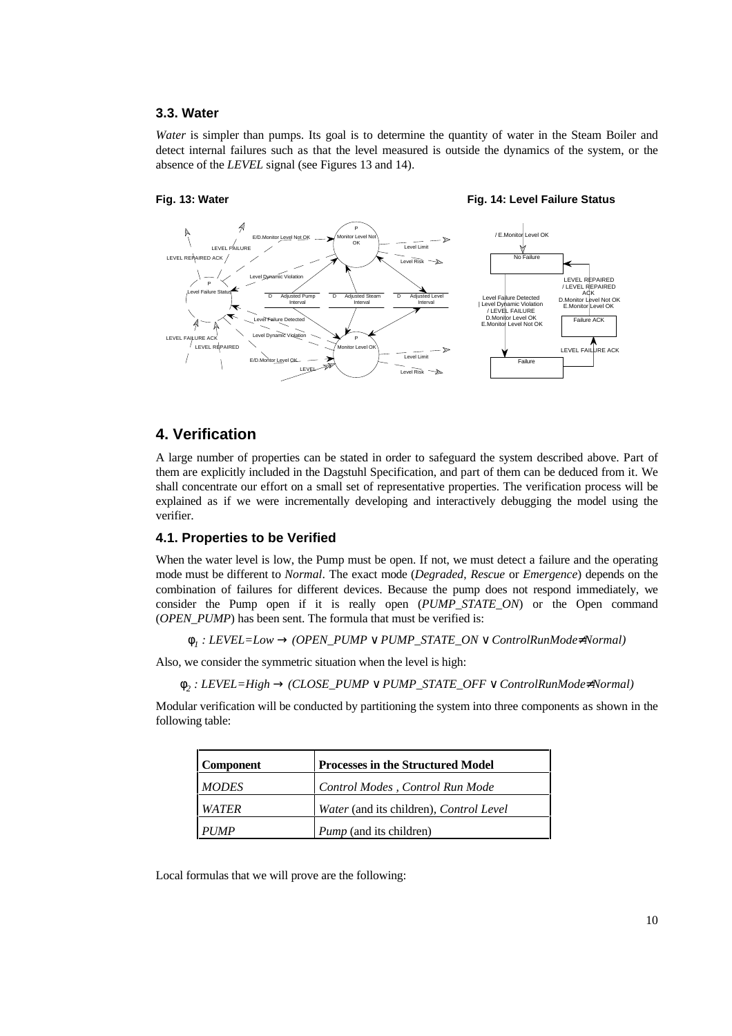### 3.3. Water

*Water* is simpler than pumps. Its goal is to determine the quantity of water in the Steam Boiler and detect internal failures such as that the level measured is outside the dynamics of the system, or the absence of the *LEVEL* signal (see Figures 13 and 14).

**Fig. 13: Water** **Fig. 14: Level Failure Status**

## 4. Verification

A large number of properties can be stated in order to safeguard the system described above. Part of them are explicitly included in the Dagstuhl Specification, and part of them can be deduced from it. We shall concentrate our effort on a small set of representative properties. The verification process will be explained as if we were incrementally developing and interactively debugging the model using the verifier.

### 4.1. Properties to be Verified

When the water level is low, the Pump must be open. If not, we must detect a failure and the operating mode must be different to *Normal*. The exact mode (*Degraded*, *Rescue* or *Emergence*) depends on the combination of failures for different devices. Because the pump does not respond immediately, we consider the Pump open if it is really open (*PUMP_STATE_ON*) or the Open command (*OPEN_PUMP*) has been sent. The formula that must be verified is:

$$\phi_1 : LEVEL{=}Low \rightarrow (OPEN\_PUMP \vee PUMP\_STATE\_ON \vee ControlRunMode{\neq}Normal)$$

Also, we consider the symmetric situation when the level is high:

$$\phi_2 : LEVEL{=}High \rightarrow (CLOSE\_PUMP \vee PUMP\_STATE\_OFF \vee ControlRunMode{\neq}Normal)$$

Modular verification will be conducted by partitioning the system into three components as shown in the following table:

| Component | Processes in the Structured Model |
|---|---|
| *MODES* | *Control Modes* , *Control Run Mode* |
| *WATER* | *Water* (and its children), *Control Level* |
| *PUMP* | *Pump* (and its children) |

Local formulas that we will prove are the following: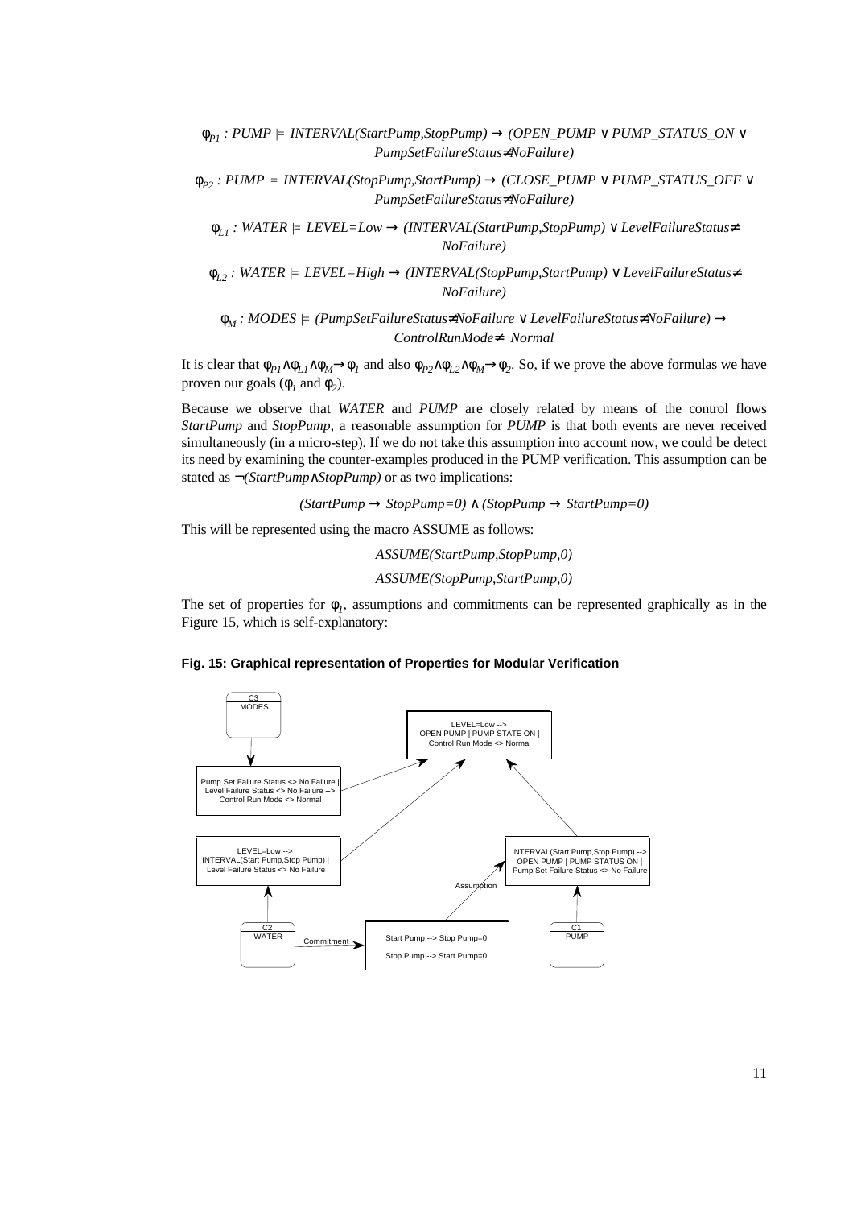$$\phi_{P1} : PUMP \models INTERVAL(StartPump,StopPump) \rightarrow (OPEN\_PUMP \vee PUMP\_STATUS\_ON \vee PumpSetFailureStatus \neq NoFailure)$$

$$\phi_{P2} : PUMP \models INTERVAL(StopPump,StartPump) \rightarrow (CLOSE\_PUMP \vee PUMP\_STATUS\_OFF \vee PumpSetFailureStatus \neq NoFailure)$$

$$\phi_{L1} : WATER \models LEVEL=Low \rightarrow (INTERVAL(StartPump,StopPump) \vee LevelFailureStatus \neq NoFailure)$$

$$\phi_{L2} : WATER \models LEVEL=High \rightarrow (INTERVAL(StopPump,StartPump) \vee LevelFailureStatus \neq NoFailure)$$

$$\phi_{M} : MODES \models (PumpSetFailureStatus \neq NoFailure \vee LevelFailureStatus \neq NoFailure) \rightarrow ControlRunMode \neq Normal$$

It is clear that $\phi_{P1} \wedge \phi_{L1} \wedge \phi_M \rightarrow \phi_1$ and also $\phi_{P2} \wedge \phi_{L2} \wedge \phi_M \rightarrow \phi_2$. So, if we prove the above formulas we have proven our goals ($\phi_1$ and $\phi_2$).

Because we observe that *WATER* and *PUMP* are closely related by means of the control flows *StartPump* and *StopPump*, a reasonable assumption for *PUMP* is that both events are never received simultaneously (in a micro-step). If we do not take this assumption into account now, we could be detect its need by examining the counter-examples produced in the PUMP verification. This assumption can be stated as $\neg(StartPump \wedge StopPump)$ or as two implications:

$$(StartPump \rightarrow StopPump=0) \wedge (StopPump \rightarrow StartPump=0)$$

This will be represented using the macro ASSUME as follows:

*ASSUME(StartPump,StopPump,0)*

*ASSUME(StopPump,StartPump,0)*

The set of properties for $\phi_1$, assumptions and commitments can be represented graphically as in the Figure 15, which is self-explanatory:

**Fig. 15: Graphical representation of Properties for Modular Verification**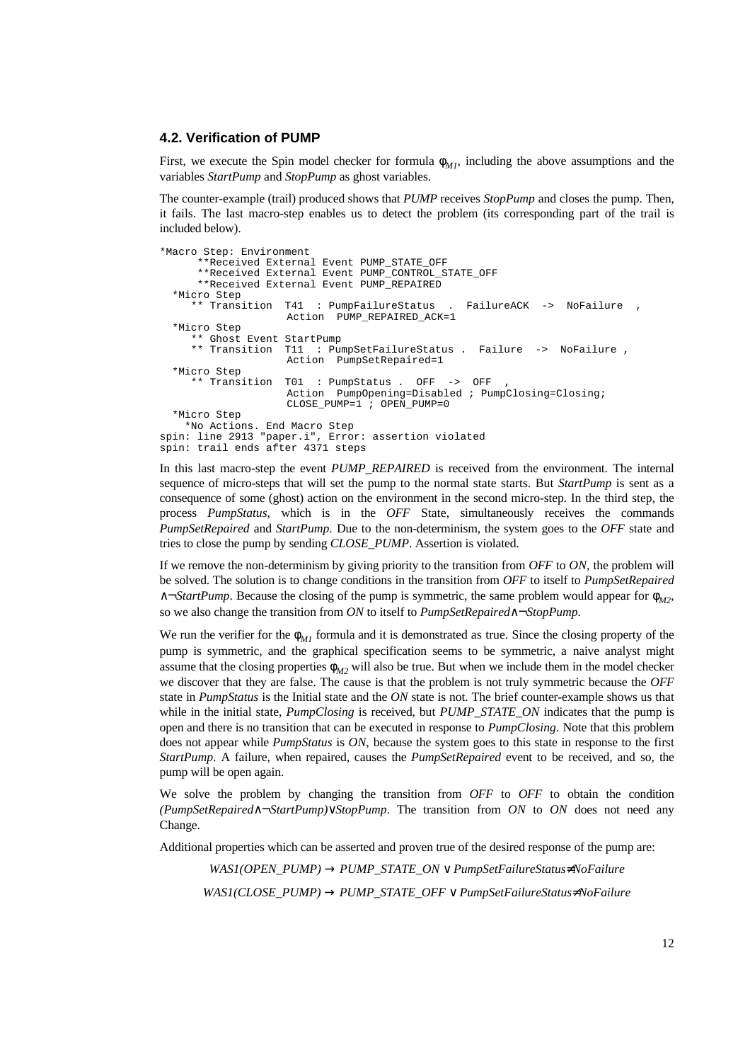### 4.2. Verification of PUMP

First, we execute the Spin model checker for formula $\phi_{M1}$, including the above assumptions and the variables *StartPump* and *StopPump* as ghost variables.

The counter-example (trail) produced shows that *PUMP* receives *StopPump* and closes the pump. Then, it fails. The last macro-step enables us to detect the problem (its corresponding part of the trail is included below).

```
*Macro Step: Environment
      **Received External Event PUMP_STATE_OFF
      **Received External Event PUMP_CONTROL_STATE_OFF
      **Received External Event PUMP_REPAIRED
  *Micro Step
     ** Transition  T41  : PumpFailureStatus  .  FailureACK  ->  NoFailure  ,
                    Action  PUMP_REPAIRED_ACK=1
  *Micro Step
     ** Ghost Event StartPump
     ** Transition  T11  : PumpSetFailureStatus .  Failure  ->  NoFailure ,
                    Action  PumpSetRepaired=1
  *Micro Step
     ** Transition  T01  : PumpStatus .  OFF  ->  OFF  ,
                    Action  PumpOpening=Disabled ; PumpClosing=Closing;
                    CLOSE_PUMP=1 ; OPEN_PUMP=0
  *Micro Step
    *No Actions. End Macro Step
spin: line 2913 "paper.i", Error: assertion violated
spin: trail ends after 4371 steps
```

In this last macro-step the event *PUMP_REPAIRED* is received from the environment. The internal sequence of micro-steps that will set the pump to the normal state starts. But *StartPump* is sent as a consequence of some (ghost) action on the environment in the second micro-step. In the third step, the process *PumpStatus*, which is in the *OFF* State, simultaneously receives the commands *PumpSetRepaired* and *StartPump*. Due to the non-determinism, the system goes to the *OFF* state and tries to close the pump by sending *CLOSE_PUMP*. Assertion is violated.

If we remove the non-determinism by giving priority to the transition from *OFF* to *ON*, the problem will be solved. The solution is to change conditions in the transition from *OFF* to itself to *PumpSetRepaired* $\wedge\neg$*StartPump*. Because the closing of the pump is symmetric, the same problem would appear for $\phi_{M2}$, so we also change the transition from *ON* to itself to *PumpSetRepaired*$\wedge\neg$*StopPump*.

We run the verifier for the $\phi_{M1}$ formula and it is demonstrated as true. Since the closing property of the pump is symmetric, and the graphical specification seems to be symmetric, a naive analyst might assume that the closing properties $\phi_{M2}$ will also be true. But when we include them in the model checker we discover that they are false. The cause is that the problem is not truly symmetric because the *OFF* state in *PumpStatus* is the Initial state and the *ON* state is not. The brief counter-example shows us that while in the initial state, *PumpClosing* is received, but *PUMP_STATE_ON* indicates that the pump is open and there is no transition that can be executed in response to *PumpClosing*. Note that this problem does not appear while *PumpStatus* is *ON*, because the system goes to this state in response to the first *StartPump*. A failure, when repaired, causes the *PumpSetRepaired* event to be received, and so, the pump will be open again.

We solve the problem by changing the transition from *OFF* to *OFF* to obtain the condition *(PumpSetRepaired*$\wedge\neg$*StartPump)*$\vee$*StopPump*. The transition from *ON* to *ON* does not need any Change.

Additional properties which can be asserted and proven true of the desired response of the pump are:

$$WAS1(OPEN\_PUMP) \rightarrow PUMP\_STATE\_ON \vee PumpSetFailureStatus \neq NoFailure$$

$$WAS1(CLOSE\_PUMP) \rightarrow PUMP\_STATE\_OFF \vee PumpSetFailureStatus \neq NoFailure$$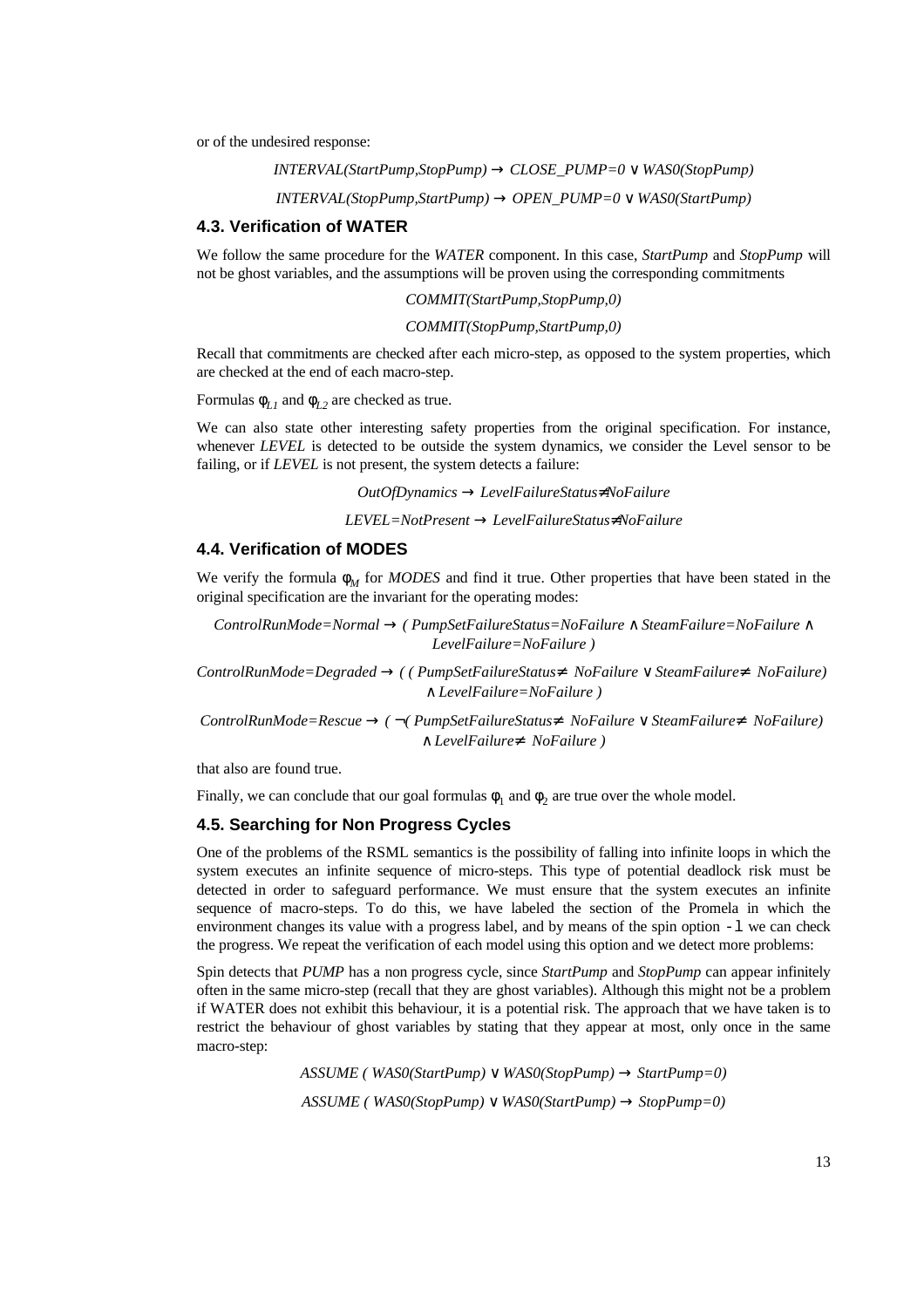or of the undesired response:

$$INTERVAL(StartPump,StopPump) \rightarrow CLOSE\_PUMP=0 \vee WAS0(StopPump)$$

$$INTERVAL(StopPump,StartPump) \rightarrow OPEN\_PUMP=0 \vee WAS0(StartPump)$$

### 4.3. Verification of WATER

We follow the same procedure for the *WATER* component. In this case, *StartPump* and *StopPump* will not be ghost variables, and the assumptions will be proven using the corresponding commitments

$$COMMIT(StartPump,StopPump,0)$$

$$COMMIT(StopPump,StartPump,0)$$

Recall that commitments are checked after each micro-step, as opposed to the system properties, which are checked at the end of each macro-step.

Formulas $\phi_{L1}$ and $\phi_{L2}$ are checked as true.

We can also state other interesting safety properties from the original specification. For instance, whenever *LEVEL* is detected to be outside the system dynamics, we consider the Level sensor to be failing, or if *LEVEL* is not present, the system detects a failure:

$$OutOfDynamics \rightarrow LevelFailureStatus \neq NoFailure$$

$$LEVEL=NotPresent \rightarrow LevelFailureStatus \neq NoFailure$$

### 4.4. Verification of MODES

We verify the formula $\phi_M$ for *MODES* and find it true. Other properties that have been stated in the original specification are the invariant for the operating modes:

$$ControlRunMode=Normal \rightarrow ( PumpSetFailureStatus=NoFailure \wedge SteamFailure=NoFailure \wedge LevelFailure=NoFailure )$$

$$ControlRunMode=Degraded \rightarrow ( ( PumpSetFailureStatus \neq NoFailure \vee SteamFailure \neq NoFailure) \wedge LevelFailure=NoFailure )$$

$$ControlRunMode=Rescue \rightarrow ( \neg( PumpSetFailureStatus \neq NoFailure \vee SteamFailure \neq NoFailure) \wedge LevelFailure \neq NoFailure )$$

that also are found true.

Finally, we can conclude that our goal formulas $\phi_1$ and $\phi_2$ are true over the whole model.

### 4.5. Searching for Non Progress Cycles

One of the problems of the RSML semantics is the possibility of falling into infinite loops in which the system executes an infinite sequence of micro-steps. This type of potential deadlock risk must be detected in order to safeguard performance. We must ensure that the system executes an infinite sequence of macro-steps. To do this, we have labeled the section of the Promela in which the environment changes its value with a progress label, and by means of the spin option `-l` we can check the progress. We repeat the verification of each model using this option and we detect more problems:

Spin detects that *PUMP* has a non progress cycle, since *StartPump* and *StopPump* can appear infinitely often in the same micro-step (recall that they are ghost variables). Although this might not be a problem if WATER does not exhibit this behaviour, it is a potential risk. The approach that we have taken is to restrict the behaviour of ghost variables by stating that they appear at most, only once in the same macro-step:

$$ASSUME ( WAS0(StartPump) \vee WAS0(StopPump) \rightarrow StartPump=0)$$

$$ASSUME ( WAS0(StopPump) \vee WAS0(StartPump) \rightarrow StopPump=0)$$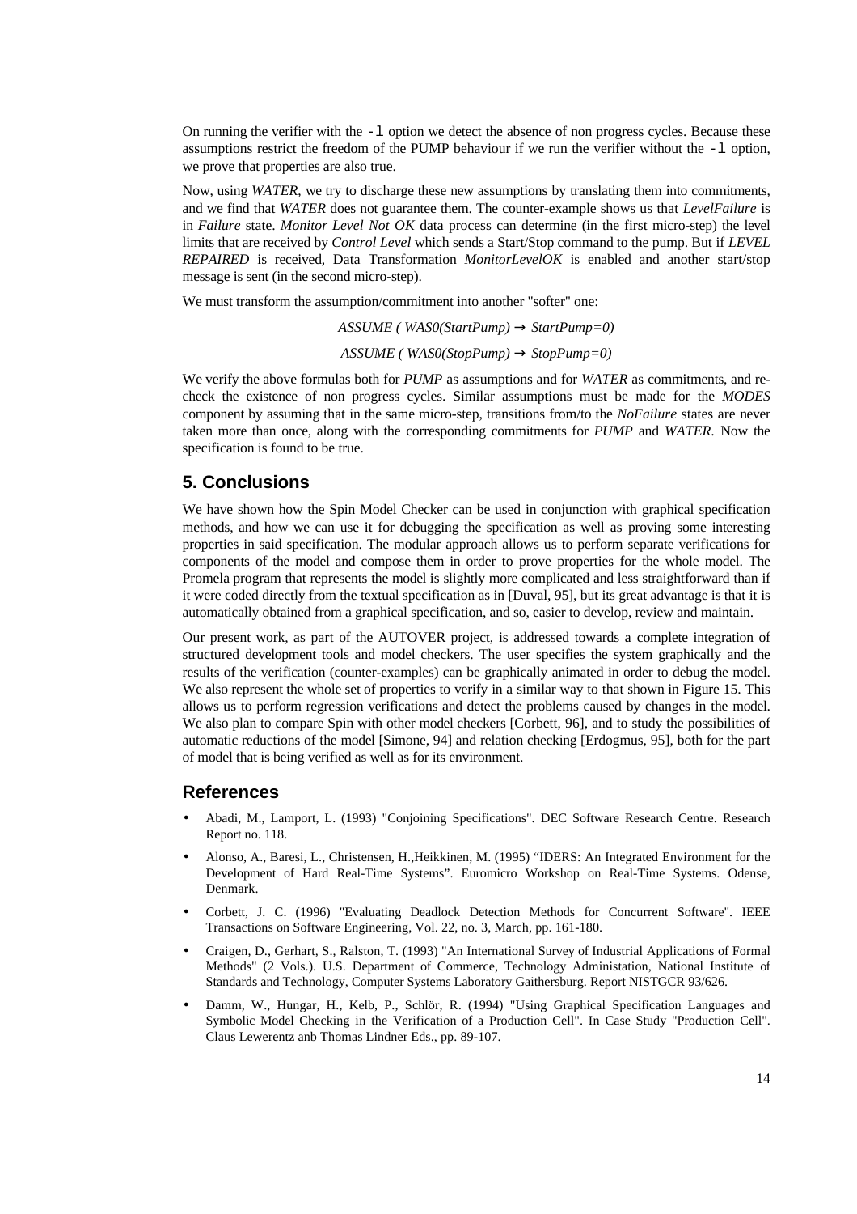On running the verifier with the `-l` option we detect the absence of non progress cycles. Because these assumptions restrict the freedom of the PUMP behaviour if we run the verifier without the `-l` option, we prove that properties are also true.

Now, using *WATER*, we try to discharge these new assumptions by translating them into commitments, and we find that *WATER* does not guarantee them. The counter-example shows us that *LevelFailure* is in *Failure* state. *Monitor Level Not OK* data process can determine (in the first micro-step) the level limits that are received by *Control Level* which sends a Start/Stop command to the pump. But if *LEVEL REPAIRED* is received, Data Transformation *MonitorLevelOK* is enabled and another start/stop message is sent (in the second micro-step).

We must transform the assumption/commitment into another "softer" one:

*ASSUME ( WAS0(StartPump)* $\rightarrow$ *StartPump=0)*

*ASSUME ( WAS0(StopPump)* $\rightarrow$ *StopPump=0)*

We verify the above formulas both for *PUMP* as assumptions and for *WATER* as commitments, and re-check the existence of non progress cycles. Similar assumptions must be made for the *MODES* component by assuming that in the same micro-step, transitions from/to the *NoFailure* states are never taken more than once, along with the corresponding commitments for *PUMP* and *WATER*. Now the specification is found to be true.

## 5. Conclusions

We have shown how the Spin Model Checker can be used in conjunction with graphical specification methods, and how we can use it for debugging the specification as well as proving some interesting properties in said specification. The modular approach allows us to perform separate verifications for components of the model and compose them in order to prove properties for the whole model. The Promela program that represents the model is slightly more complicated and less straightforward than if it were coded directly from the textual specification as in [Duval, 95], but its great advantage is that it is automatically obtained from a graphical specification, and so, easier to develop, review and maintain.

Our present work, as part of the AUTOVER project, is addressed towards a complete integration of structured development tools and model checkers. The user specifies the system graphically and the results of the verification (counter-examples) can be graphically animated in order to debug the model. We also represent the whole set of properties to verify in a similar way to that shown in Figure 15. This allows us to perform regression verifications and detect the problems caused by changes in the model. We also plan to compare Spin with other model checkers [Corbett, 96], and to study the possibilities of automatic reductions of the model [Simone, 94] and relation checking [Erdogmus, 95], both for the part of model that is being verified as well as for its environment.

## References

- Abadi, M., Lamport, L. (1993) "Conjoining Specifications". DEC Software Research Centre. Research Report no. 118.
- Alonso, A., Baresi, L., Christensen, H.,Heikkinen, M. (1995) "IDERS: An Integrated Environment for the Development of Hard Real-Time Systems". Euromicro Workshop on Real-Time Systems. Odense, Denmark.
- Corbett, J. C. (1996) "Evaluating Deadlock Detection Methods for Concurrent Software". IEEE Transactions on Software Engineering, Vol. 22, no. 3, March, pp. 161-180.
- Craigen, D., Gerhart, S., Ralston, T. (1993) "An International Survey of Industrial Applications of Formal Methods" (2 Vols.). U.S. Department of Commerce, Technology Administation, National Institute of Standards and Technology, Computer Systems Laboratory Gaithersburg. Report NISTGCR 93/626.
- Damm, W., Hungar, H., Kelb, P., Schlör, R. (1994) "Using Graphical Specification Languages and Symbolic Model Checking in the Verification of a Production Cell". In Case Study "Production Cell". Claus Lewerentz anb Thomas Lindner Eds., pp. 89-107.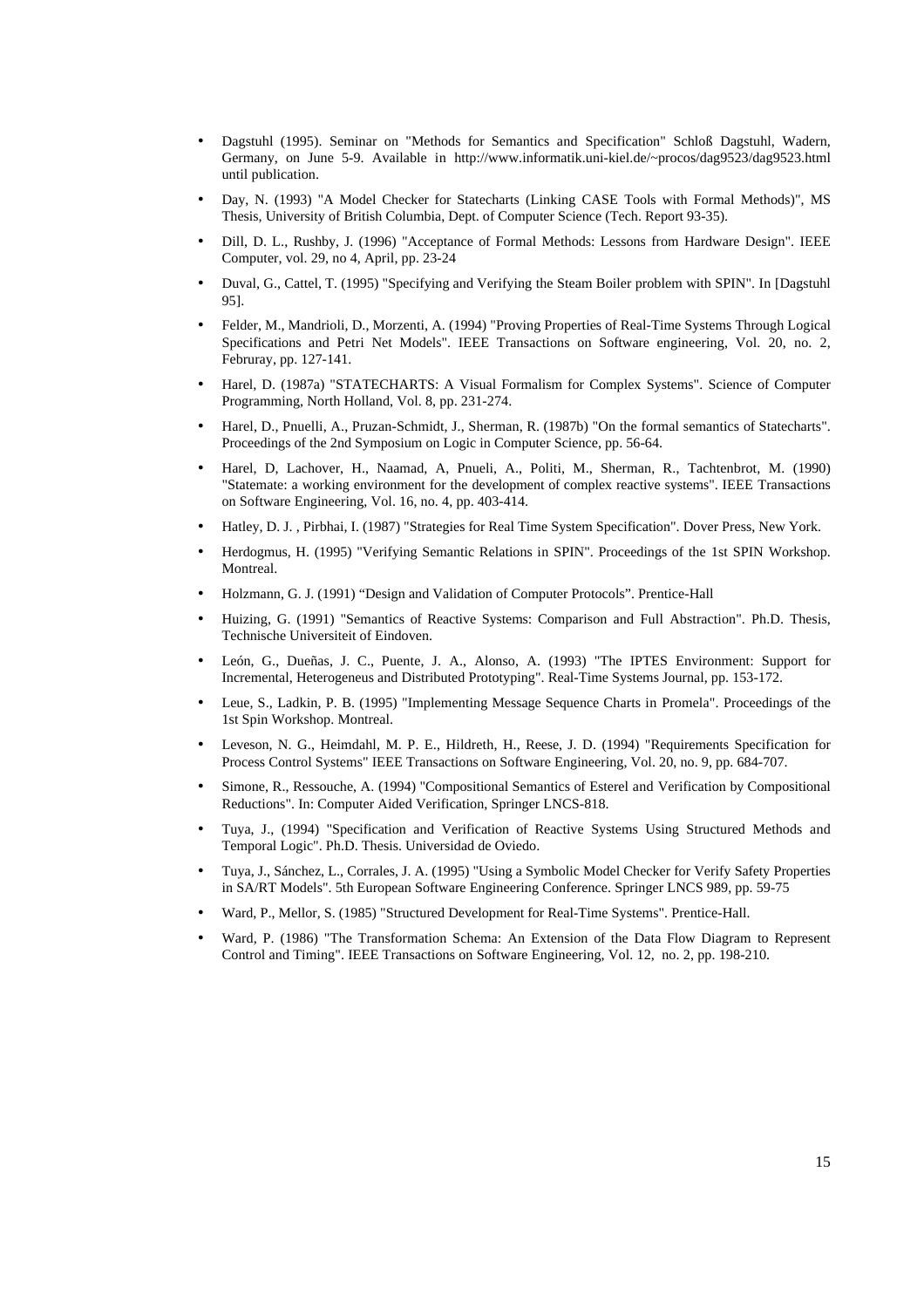- Dagstuhl (1995). Seminar on "Methods for Semantics and Specification" Schloß Dagstuhl, Wadern, Germany, on June 5-9. Available in http://www.informatik.uni-kiel.de/~procos/dag9523/dag9523.html until publication.
- Day, N. (1993) "A Model Checker for Statecharts (Linking CASE Tools with Formal Methods)", MS Thesis, University of British Columbia, Dept. of Computer Science (Tech. Report 93-35).
- Dill, D. L., Rushby, J. (1996) "Acceptance of Formal Methods: Lessons from Hardware Design". IEEE Computer, vol. 29, no 4, April, pp. 23-24
- Duval, G., Cattel, T. (1995) "Specifying and Verifying the Steam Boiler problem with SPIN". In [Dagstuhl 95].
- Felder, M., Mandrioli, D., Morzenti, A. (1994) "Proving Properties of Real-Time Systems Through Logical Specifications and Petri Net Models". IEEE Transactions on Software engineering, Vol. 20, no. 2, Februray, pp. 127-141.
- Harel, D. (1987a) "STATECHARTS: A Visual Formalism for Complex Systems". Science of Computer Programming, North Holland, Vol. 8, pp. 231-274.
- Harel, D., Pnuelli, A., Pruzan-Schmidt, J., Sherman, R. (1987b) "On the formal semantics of Statecharts". Proceedings of the 2nd Symposium on Logic in Computer Science, pp. 56-64.
- Harel, D, Lachover, H., Naamad, A, Pnueli, A., Politi, M., Sherman, R., Tachtenbrot, M. (1990) "Statemate: a working environment for the development of complex reactive systems". IEEE Transactions on Software Engineering, Vol. 16, no. 4, pp. 403-414.
- Hatley, D. J. , Pirbhai, I. (1987) "Strategies for Real Time System Specification". Dover Press, New York.
- Herdogmus, H. (1995) "Verifying Semantic Relations in SPIN". Proceedings of the 1st SPIN Workshop. Montreal.
- Holzmann, G. J. (1991) “Design and Validation of Computer Protocols”. Prentice-Hall
- Huizing, G. (1991) "Semantics of Reactive Systems: Comparison and Full Abstraction". Ph.D. Thesis, Technische Universiteit of Eindoven.
- León, G., Dueñas, J. C., Puente, J. A., Alonso, A. (1993) "The IPTES Environment: Support for Incremental, Heterogeneus and Distributed Prototyping". Real-Time Systems Journal, pp. 153-172.
- Leue, S., Ladkin, P. B. (1995) "Implementing Message Sequence Charts in Promela". Proceedings of the 1st Spin Workshop. Montreal.
- Leveson, N. G., Heimdahl, M. P. E., Hildreth, H., Reese, J. D. (1994) "Requirements Specification for Process Control Systems" IEEE Transactions on Software Engineering, Vol. 20, no. 9, pp. 684-707.
- Simone, R., Ressouche, A. (1994) "Compositional Semantics of Esterel and Verification by Compositional Reductions". In: Computer Aided Verification, Springer LNCS-818.
- Tuya, J., (1994) "Specification and Verification of Reactive Systems Using Structured Methods and Temporal Logic". Ph.D. Thesis. Universidad de Oviedo.
- Tuya, J., Sánchez, L., Corrales, J. A. (1995) "Using a Symbolic Model Checker for Verify Safety Properties in SA/RT Models". 5th European Software Engineering Conference. Springer LNCS 989, pp. 59-75
- Ward, P., Mellor, S. (1985) "Structured Development for Real-Time Systems". Prentice-Hall.
- Ward, P. (1986) "The Transformation Schema: An Extension of the Data Flow Diagram to Represent Control and Timing". IEEE Transactions on Software Engineering, Vol. 12, no. 2, pp. 198-210.